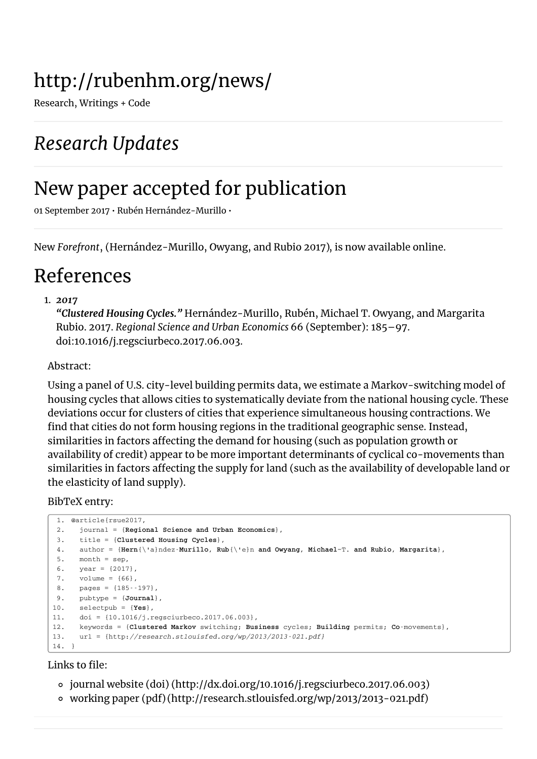# http://rubenhm.org/news/

Research, Writings + Code

## *Research Updates*

## New paper accepted for publication

01 September 2017 • Rubén Hernández-Murillo •

New *Forefront*, (Hernández-Murillo, Owyang, and Rubio 2017), is now available online.

# References

1. ***2017***
   ***"Clustered Housing Cycles."*** Hernández-Murillo, Rubén, Michael T. Owyang, and Margarita Rubio. 2017. *Regional Science and Urban Economics* 66 (September): 185–97. doi:10.1016/j.regsciurbeco.2017.06.003.

   Abstract:

   Using a panel of U.S. city-level building permits data, we estimate a Markov-switching model of housing cycles that allows cities to systematically deviate from the national housing cycle. These deviations occur for clusters of cities that experience simultaneous housing contractions. We find that cities do not form housing regions in the traditional geographic sense. Instead, similarities in factors affecting the demand for housing (such as population growth or availability of credit) appear to be more important determinants of cyclical co-movements than similarities in factors affecting the supply for land (such as the availability of developable land or the elasticity of land supply).

   BibTeX entry:

```
@article{rsue2017,
  journal = {Regional Science and Urban Economics},
  title = {Clustered Housing Cycles},
  author = {Hern{\'a}ndez-Murillo, Rub{\'e}n and Owyang, Michael~T. and Rubio, Margarita},
  month = sep,
  year = {2017},
  volume = {66},
  pages = {185--197},
  pubtype = {Journal},
  selectpub = {Yes},
  doi = {10.1016/j.regsciurbeco.2017.06.003},
  keywords = {Clustered Markov switching; Business cycles; Building permits; Co-movements},
  url = {http://research.stlouisfed.org/wp/2013/2013-021.pdf}
}
```

   Links to file:

   - journal website (doi) (http://dx.doi.org/10.1016/j.regsciurbeco.2017.06.003)
   - working paper (pdf) (http://research.stlouisfed.org/wp/2013/2013-021.pdf)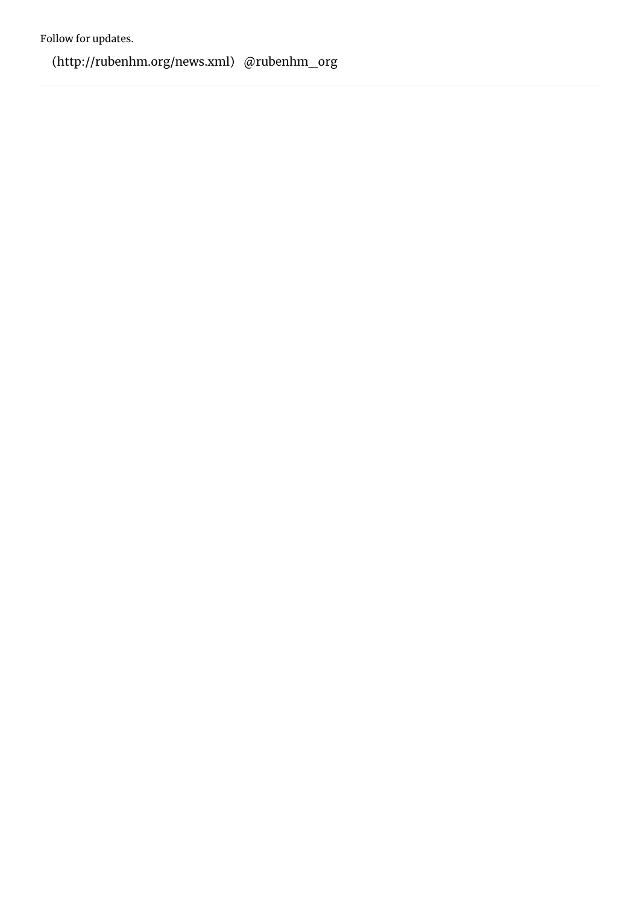Follow for updates.

(http://rubenhm.org/news.xml) @rubenhm_org

---